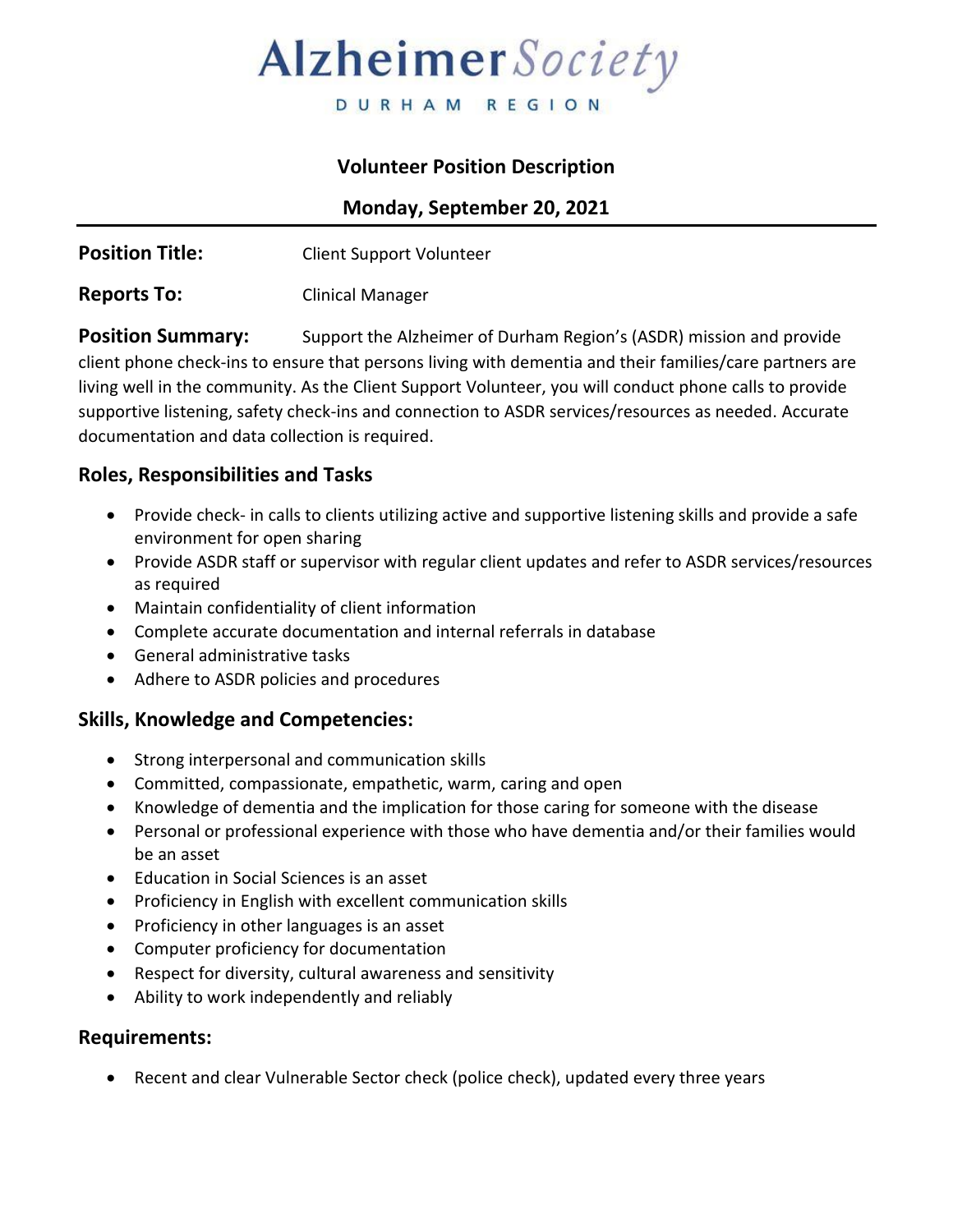# Alzheimer Society

DURHAM REGION

## Volunteer Position Description

## Monday, September 20, 2021

**Position Title:** Client Support Volunteer

**Reports To:** Clinical Manager

**Position Summary:** Support the Alzheimer of Durham Region's (ASDR) mission and provide client phone check-ins to ensure that persons living with dementia and their families/care partners are living well in the community. As the Client Support Volunteer, you will conduct phone calls to provide supportive listening, safety check-ins and connection to ASDR services/resources as needed. Accurate documentation and data collection is required.

### Roles, Responsibilities and Tasks

- Provide check- in calls to clients utilizing active and supportive listening skills and provide a safe environment for open sharing
- Provide ASDR staff or supervisor with regular client updates and refer to ASDR services/resources as required
- Maintain confidentiality of client information
- Complete accurate documentation and internal referrals in database
- General administrative tasks
- Adhere to ASDR policies and procedures

### Skills, Knowledge and Competencies:

- Strong interpersonal and communication skills
- Committed, compassionate, empathetic, warm, caring and open
- Knowledge of dementia and the implication for those caring for someone with the disease
- Personal or professional experience with those who have dementia and/or their families would be an asset
- Education in Social Sciences is an asset
- Proficiency in English with excellent communication skills
- Proficiency in other languages is an asset
- Computer proficiency for documentation
- Respect for diversity, cultural awareness and sensitivity
- Ability to work independently and reliably

### Requirements:

- Recent and clear Vulnerable Sector check (police check), updated every three years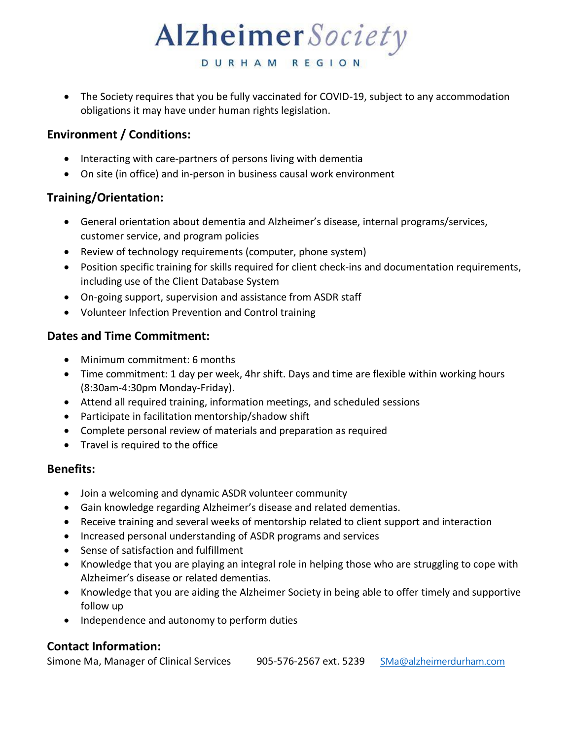- The Society requires that you be fully vaccinated for COVID-19, subject to any accommodation obligations it may have under human rights legislation.

## Environment / Conditions:

- Interacting with care-partners of persons living with dementia
- On site (in office) and in-person in business causal work environment

## Training/Orientation:

- General orientation about dementia and Alzheimer's disease, internal programs/services, customer service, and program policies
- Review of technology requirements (computer, phone system)
- Position specific training for skills required for client check-ins and documentation requirements, including use of the Client Database System
- On-going support, supervision and assistance from ASDR staff
- Volunteer Infection Prevention and Control training

## Dates and Time Commitment:

- Minimum commitment: 6 months
- Time commitment: 1 day per week, 4hr shift. Days and time are flexible within working hours (8:30am-4:30pm Monday-Friday).
- Attend all required training, information meetings, and scheduled sessions
- Participate in facilitation mentorship/shadow shift
- Complete personal review of materials and preparation as required
- Travel is required to the office

## Benefits:

- Join a welcoming and dynamic ASDR volunteer community
- Gain knowledge regarding Alzheimer's disease and related dementias.
- Receive training and several weeks of mentorship related to client support and interaction
- Increased personal understanding of ASDR programs and services
- Sense of satisfaction and fulfillment
- Knowledge that you are playing an integral role in helping those who are struggling to cope with Alzheimer's disease or related dementias.
- Knowledge that you are aiding the Alzheimer Society in being able to offer timely and supportive follow up
- Independence and autonomy to perform duties

## Contact Information:

Simone Ma, Manager of Clinical Services 905-576-2567 ext. 5239 SMa@alzheimerdurham.com